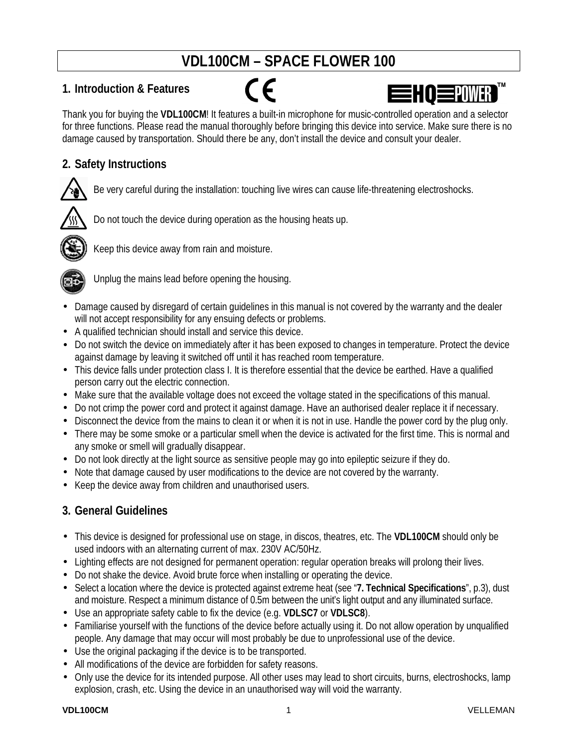# VDL100CM – SPACE FLOWER 100

## 1. Introduction & Features

Thank you for buying the **VDL100CM**! It features a built-in microphone for music-controlled operation and a selector for three functions. Please read the manual thoroughly before bringing this device into service. Make sure there is no damage caused by transportation. Should there be any, don't install the device and consult your dealer.

## 2. Safety Instructions

Be very careful during the installation: touching live wires can cause life-threatening electroshocks.

Do not touch the device during operation as the housing heats up.

Keep this device away from rain and moisture.

Unplug the mains lead before opening the housing.

- Damage caused by disregard of certain guidelines in this manual is not covered by the warranty and the dealer will not accept responsibility for any ensuing defects or problems.
- A qualified technician should install and service this device.
- Do not switch the device on immediately after it has been exposed to changes in temperature. Protect the device against damage by leaving it switched off until it has reached room temperature.
- This device falls under protection class I. It is therefore essential that the device be earthed. Have a qualified person carry out the electric connection.
- Make sure that the available voltage does not exceed the voltage stated in the specifications of this manual.
- Do not crimp the power cord and protect it against damage. Have an authorised dealer replace it if necessary.
- Disconnect the device from the mains to clean it or when it is not in use. Handle the power cord by the plug only.
- There may be some smoke or a particular smell when the device is activated for the first time. This is normal and any smoke or smell will gradually disappear.
- Do not look directly at the light source as sensitive people may go into epileptic seizure if they do.
- Note that damage caused by user modifications to the device are not covered by the warranty.
- Keep the device away from children and unauthorised users.

## 3. General Guidelines

- This device is designed for professional use on stage, in discos, theatres, etc. The **VDL100CM** should only be used indoors with an alternating current of max. 230V AC/50Hz.
- Lighting effects are not designed for permanent operation: regular operation breaks will prolong their lives.
- Do not shake the device. Avoid brute force when installing or operating the device.
- Select a location where the device is protected against extreme heat (see "**7. Technical Specifications**", p.3), dust and moisture. Respect a minimum distance of 0.5m between the unit's light output and any illuminated surface.
- Use an appropriate safety cable to fix the device (e.g. **VDLSC7** or **VDLSC8**).
- Familiarise yourself with the functions of the device before actually using it. Do not allow operation by unqualified people. Any damage that may occur will most probably be due to unprofessional use of the device.
- Use the original packaging if the device is to be transported.
- All modifications of the device are forbidden for safety reasons.
- Only use the device for its intended purpose. All other uses may lead to short circuits, burns, electroshocks, lamp explosion, crash, etc. Using the device in an unauthorised way will void the warranty.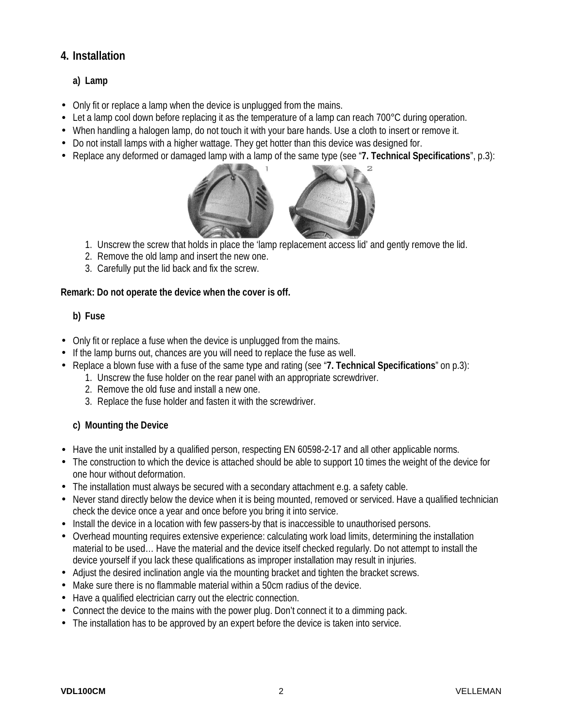## 4. Installation

### a) Lamp

- Only fit or replace a lamp when the device is unplugged from the mains.
- Let a lamp cool down before replacing it as the temperature of a lamp can reach 700°C during operation.
- When handling a halogen lamp, do not touch it with your bare hands. Use a cloth to insert or remove it.
- Do not install lamps with a higher wattage. They get hotter than this device was designed for.
- Replace any deformed or damaged lamp with a lamp of the same type (see "**7. Technical Specifications**", p.3):

1. Unscrew the screw that holds in place the 'lamp replacement access lid' and gently remove the lid.
2. Remove the old lamp and insert the new one.
3. Carefully put the lid back and fix the screw.

**Remark: Do not operate the device when the cover is off.**

### b) Fuse

- Only fit or replace a fuse when the device is unplugged from the mains.
- If the lamp burns out, chances are you will need to replace the fuse as well.
- Replace a blown fuse with a fuse of the same type and rating (see "**7. Technical Specifications**" on p.3):
    1. Unscrew the fuse holder on the rear panel with an appropriate screwdriver.
    2. Remove the old fuse and install a new one.
    3. Replace the fuse holder and fasten it with the screwdriver.

### c) Mounting the Device

- Have the unit installed by a qualified person, respecting EN 60598-2-17 and all other applicable norms.
- The construction to which the device is attached should be able to support 10 times the weight of the device for one hour without deformation.
- The installation must always be secured with a secondary attachment e.g. a safety cable.
- Never stand directly below the device when it is being mounted, removed or serviced. Have a qualified technician check the device once a year and once before you bring it into service.
- Install the device in a location with few passers-by that is inaccessible to unauthorised persons.
- Overhead mounting requires extensive experience: calculating work load limits, determining the installation material to be used… Have the material and the device itself checked regularly. Do not attempt to install the device yourself if you lack these qualifications as improper installation may result in injuries.
- Adjust the desired inclination angle via the mounting bracket and tighten the bracket screws.
- Make sure there is no flammable material within a 50cm radius of the device.
- Have a qualified electrician carry out the electric connection.
- Connect the device to the mains with the power plug. Don't connect it to a dimming pack.
- The installation has to be approved by an expert before the device is taken into service.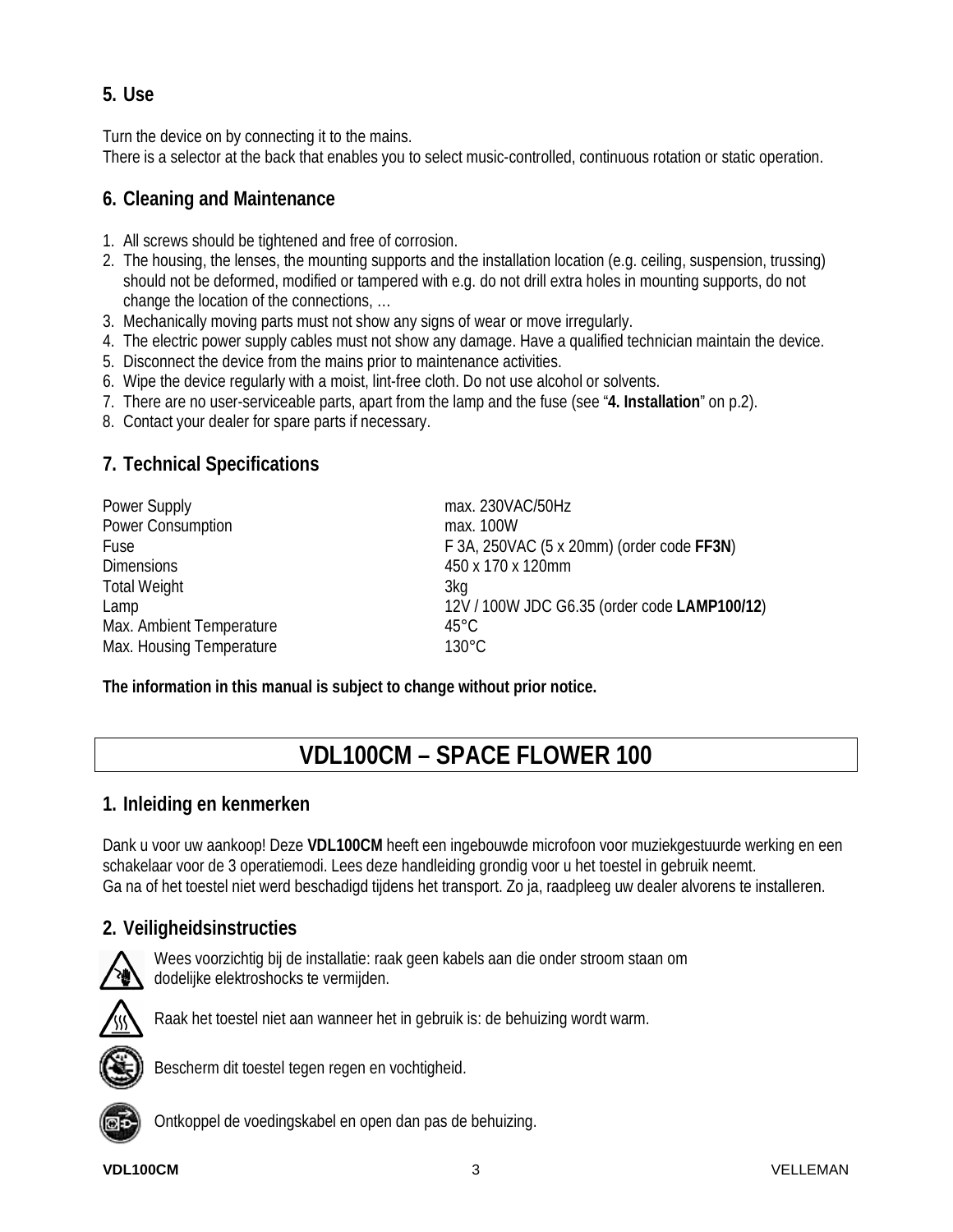## 5. Use

Turn the device on by connecting it to the mains.
There is a selector at the back that enables you to select music-controlled, continuous rotation or static operation.

## 6. Cleaning and Maintenance

1. All screws should be tightened and free of corrosion.
2. The housing, the lenses, the mounting supports and the installation location (e.g. ceiling, suspension, trussing) should not be deformed, modified or tampered with e.g. do not drill extra holes in mounting supports, do not change the location of the connections, …
3. Mechanically moving parts must not show any signs of wear or move irregularly.
4. The electric power supply cables must not show any damage. Have a qualified technician maintain the device.
5. Disconnect the device from the mains prior to maintenance activities.
6. Wipe the device regularly with a moist, lint-free cloth. Do not use alcohol or solvents.
7. There are no user-serviceable parts, apart from the lamp and the fuse (see "**4. Installation**" on p.2).
8. Contact your dealer for spare parts if necessary.

## 7. Technical Specifications

| | |
|---|---|
| Power Supply | max. 230VAC/50Hz |
| Power Consumption | max. 100W |
| Fuse | F 3A, 250VAC (5 x 20mm) (order code **FF3N**) |
| Dimensions | 450 x 170 x 120mm |
| Total Weight | 3kg |
| Lamp | 12V / 100W JDC G6.35 (order code **LAMP100/12**) |
| Max. Ambient Temperature | 45°C |
| Max. Housing Temperature | 130°C |

**The information in this manual is subject to change without prior notice.**

# VDL100CM – SPACE FLOWER 100

## 1. Inleiding en kenmerken

Dank u voor uw aankoop! Deze **VDL100CM** heeft een ingebouwde microfoon voor muziekgestuurde werking en een schakelaar voor de 3 operatiemodi. Lees deze handleiding grondig voor u het toestel in gebruik neemt.
Ga na of het toestel niet werd beschadigd tijdens het transport. Zo ja, raadpleeg uw dealer alvorens te installeren.

## 2. Veiligheidsinstructies

Wees voorzichtig bij de installatie: raak geen kabels aan die onder stroom staan om dodelijke elektroshocks te vermijden.

Raak het toestel niet aan wanneer het in gebruik is: de behuizing wordt warm.

Bescherm dit toestel tegen regen en vochtigheid.

Ontkoppel de voedingskabel en open dan pas de behuizing.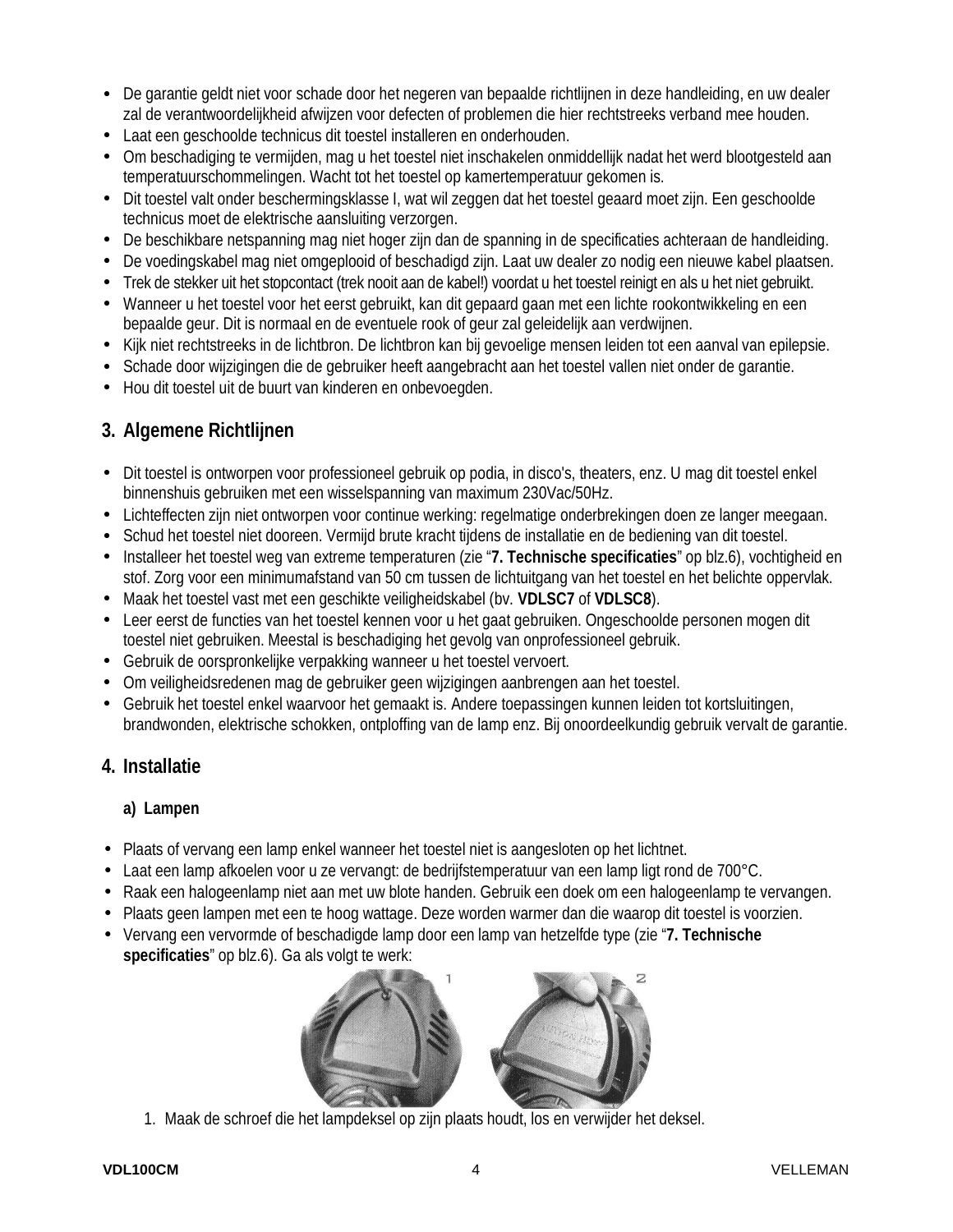- De garantie geldt niet voor schade door het negeren van bepaalde richtlijnen in deze handleiding, en uw dealer zal de verantwoordelijkheid afwijzen voor defecten of problemen die hier rechtstreeks verband mee houden.
- Laat een geschoolde technicus dit toestel installeren en onderhouden.
- Om beschadiging te vermijden, mag u het toestel niet inschakelen onmiddellijk nadat het werd blootgesteld aan temperatuurschommelingen. Wacht tot het toestel op kamertemperatuur gekomen is.
- Dit toestel valt onder beschermingsklasse I, wat wil zeggen dat het toestel geaard moet zijn. Een geschoolde technicus moet de elektrische aansluiting verzorgen.
- De beschikbare netspanning mag niet hoger zijn dan de spanning in de specificaties achteraan de handleiding.
- De voedingskabel mag niet omgeplooid of beschadigd zijn. Laat uw dealer zo nodig een nieuwe kabel plaatsen.
- Trek de stekker uit het stopcontact (trek nooit aan de kabel!) voordat u het toestel reinigt en als u het niet gebruikt.
- Wanneer u het toestel voor het eerst gebruikt, kan dit gepaard gaan met een lichte rookontwikkeling en een bepaalde geur. Dit is normaal en de eventuele rook of geur zal geleidelijk aan verdwijnen.
- Kijk niet rechtstreeks in de lichtbron. De lichtbron kan bij gevoelige mensen leiden tot een aanval van epilepsie.
- Schade door wijzigingen die de gebruiker heeft aangebracht aan het toestel vallen niet onder de garantie.
- Hou dit toestel uit de buurt van kinderen en onbevoegden.

## 3. Algemene Richtlijnen

- Dit toestel is ontworpen voor professioneel gebruik op podia, in disco's, theaters, enz. U mag dit toestel enkel binnenshuis gebruiken met een wisselspanning van maximum 230Vac/50Hz.
- Lichteffecten zijn niet ontworpen voor continue werking: regelmatige onderbrekingen doen ze langer meegaan.
- Schud het toestel niet dooreen. Vermijd brute kracht tijdens de installatie en de bediening van dit toestel.
- Installeer het toestel weg van extreme temperaturen (zie "**7. Technische specificaties**" op blz.6), vochtigheid en stof. Zorg voor een minimumafstand van 50 cm tussen de lichtuitgang van het toestel en het belichte oppervlak.
- Maak het toestel vast met een geschikte veiligheidskabel (bv. **VDLSC7** of **VDLSC8**).
- Leer eerst de functies van het toestel kennen voor u het gaat gebruiken. Ongeschoolde personen mogen dit toestel niet gebruiken. Meestal is beschadiging het gevolg van onprofessioneel gebruik.
- Gebruik de oorspronkelijke verpakking wanneer u het toestel vervoert.
- Om veiligheidsredenen mag de gebruiker geen wijzigingen aanbrengen aan het toestel.
- Gebruik het toestel enkel waarvoor het gemaakt is. Andere toepassingen kunnen leiden tot kortsluitingen, brandwonden, elektrische schokken, ontploffing van de lamp enz. Bij onoordeelkundig gebruik vervalt de garantie.

## 4. Installatie

### a) Lampen

- Plaats of vervang een lamp enkel wanneer het toestel niet is aangesloten op het lichtnet.
- Laat een lamp afkoelen voor u ze vervangt: de bedrijfstemperatuur van een lamp ligt rond de 700°C.
- Raak een halogeenlamp niet aan met uw blote handen. Gebruik een doek om een halogeenlamp te vervangen.
- Plaats geen lampen met een te hoog wattage. Deze worden warmer dan die waarop dit toestel is voorzien.
- Vervang een vervormde of beschadigde lamp door een lamp van hetzelfde type (zie "**7. Technische specificaties**" op blz.6). Ga als volgt te werk:

1. Maak de schroef die het lampdeksel op zijn plaats houdt, los en verwijder het deksel.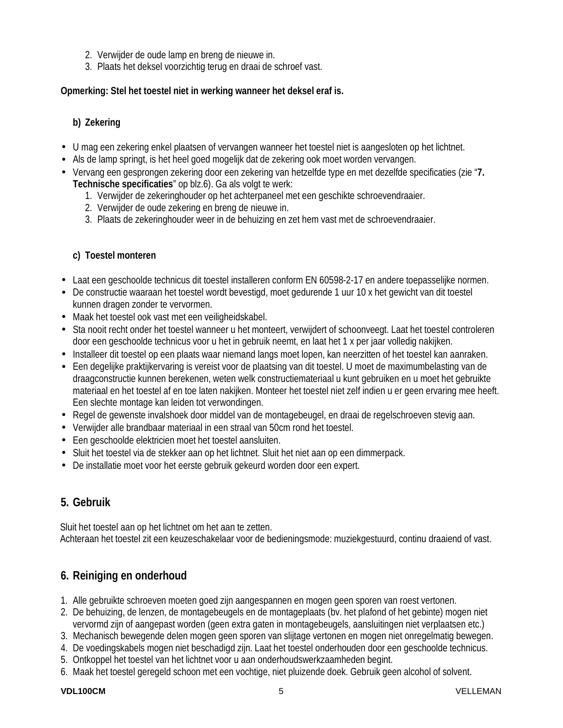2. Verwijder de oude lamp en breng de nieuwe in.
3. Plaats het deksel voorzichtig terug en draai de schroef vast.

**Opmerking: Stel het toestel niet in werking wanneer het deksel eraf is.**

### b) Zekering

- U mag een zekering enkel plaatsen of vervangen wanneer het toestel niet is aangesloten op het lichtnet.
- Als de lamp springt, is het heel goed mogelijk dat de zekering ook moet worden vervangen.
- Vervang een gesprongen zekering door een zekering van hetzelfde type en met dezelfde specificaties (zie "**7. Technische specificaties**" op blz.6). Ga als volgt te werk:
  1. Verwijder de zekeringhouder op het achterpaneel met een geschikte schroevendraaier.
  2. Verwijder de oude zekering en breng de nieuwe in.
  3. Plaats de zekeringhouder weer in de behuizing en zet hem vast met de schroevendraaier.

### c) Toestel monteren

- Laat een geschoolde technicus dit toestel installeren conform EN 60598-2-17 en andere toepasselijke normen.
- De constructie waaraan het toestel wordt bevestigd, moet gedurende 1 uur 10 x het gewicht van dit toestel kunnen dragen zonder te vervormen.
- Maak het toestel ook vast met een veiligheidskabel.
- Sta nooit recht onder het toestel wanneer u het monteert, verwijdert of schoonveegt. Laat het toestel controleren door een geschoolde technicus voor u het in gebruik neemt, en laat het 1 x per jaar volledig nakijken.
- Installeer dit toestel op een plaats waar niemand langs moet lopen, kan neerzitten of het toestel kan aanraken.
- Een degelijke praktijkervaring is vereist voor de plaatsing van dit toestel. U moet de maximumbelasting van de draagconstructie kunnen berekenen, weten welk constructiemateriaal u kunt gebruiken en u moet het gebruikte materiaal en het toestel af en toe laten nakijken. Monteer het toestel niet zelf indien u er geen ervaring mee heeft. Een slechte montage kan leiden tot verwondingen.
- Regel de gewenste invalshoek door middel van de montagebeugel, en draai de regelschroeven stevig aan.
- Verwijder alle brandbaar materiaal in een straal van 50cm rond het toestel.
- Een geschoolde elektricien moet het toestel aansluiten.
- Sluit het toestel via de stekker aan op het lichtnet. Sluit het niet aan op een dimmerpack.
- De installatie moet voor het eerste gebruik gekeurd worden door een expert.

## 5. Gebruik

Sluit het toestel aan op het lichtnet om het aan te zetten.
Achteraan het toestel zit een keuzeschakelaar voor de bedieningsmode: muziekgestuurd, continu draaiend of vast.

## 6. Reiniging en onderhoud

1. Alle gebruikte schroeven moeten goed zijn aangespannen en mogen geen sporen van roest vertonen.
2. De behuizing, de lenzen, de montagebeugels en de montageplaats (bv. het plafond of het gebinte) mogen niet vervormd zijn of aangepast worden (geen extra gaten in montagebeugels, aansluitingen niet verplaatsen etc.)
3. Mechanisch bewegende delen mogen geen sporen van slijtage vertonen en mogen niet onregelmatig bewegen.
4. De voedingskabels mogen niet beschadigd zijn. Laat het toestel onderhouden door een geschoolde technicus.
5. Ontkoppel het toestel van het lichtnet voor u aan onderhoudswerkzaamheden begint.
6. Maak het toestel geregeld schoon met een vochtige, niet pluizende doek. Gebruik geen alcohol of solvent.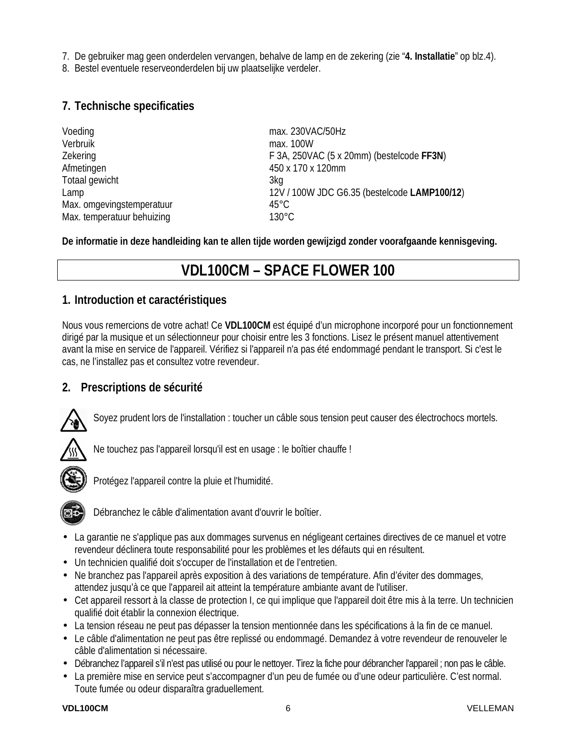7. De gebruiker mag geen onderdelen vervangen, behalve de lamp en de zekering (zie "**4. Installatie**" op blz.4).
8. Bestel eventuele reserveonderdelen bij uw plaatselijke verdeler.

## 7. Technische specificaties

| | |
|---|---|
| Voeding | max. 230VAC/50Hz |
| Verbruik | max. 100W |
| Zekering | F 3A, 250VAC (5 x 20mm) (bestelcode **FF3N**) |
| Afmetingen | 450 x 170 x 120mm |
| Totaal gewicht | 3kg |
| Lamp | 12V / 100W JDC G6.35 (bestelcode **LAMP100/12**) |
| Max. omgevingstemperatuur | 45°C |
| Max. temperatuur behuizing | 130°C |

**De informatie in deze handleiding kan te allen tijde worden gewijzigd zonder voorafgaande kennisgeving.**

# VDL100CM – SPACE FLOWER 100

## 1. Introduction et caractéristiques

Nous vous remercions de votre achat! Ce **VDL100CM** est équipé d'un microphone incorporé pour un fonctionnement dirigé par la musique et un sélectionneur pour choisir entre les 3 fonctions. Lisez le présent manuel attentivement avant la mise en service de l'appareil. Vérifiez si l'appareil n'a pas été endommagé pendant le transport. Si c'est le cas, ne l'installez pas et consultez votre revendeur.

## 2. Prescriptions de sécurité

Soyez prudent lors de l'installation : toucher un câble sous tension peut causer des électrochocs mortels.

Ne touchez pas l'appareil lorsqu'il est en usage : le boîtier chauffe !

Protégez l'appareil contre la pluie et l'humidité.

Débranchez le câble d'alimentation avant d'ouvrir le boîtier.

- La garantie ne s'applique pas aux dommages survenus en négligeant certaines directives de ce manuel et votre revendeur déclinera toute responsabilité pour les problèmes et les défauts qui en résultent.
- Un technicien qualifié doit s'occuper de l'installation et de l'entretien.
- Ne branchez pas l'appareil après exposition à des variations de température. Afin d'éviter des dommages, attendez jusqu'à ce que l'appareil ait atteint la température ambiante avant de l'utiliser.
- Cet appareil ressort à la classe de protection I, ce qui implique que l'appareil doit être mis à la terre. Un technicien qualifié doit établir la connexion électrique.
- La tension réseau ne peut pas dépasser la tension mentionnée dans les spécifications à la fin de ce manuel.
- Le câble d'alimentation ne peut pas être replissé ou endommagé. Demandez à votre revendeur de renouveler le câble d'alimentation si nécessaire.
- Débranchez l'appareil s'il n'est pas utilisé ou pour le nettoyer. Tirez la fiche pour débrancher l'appareil ; non pas le câble.
- La première mise en service peut s'accompagner d'un peu de fumée ou d'une odeur particulière. C'est normal. Toute fumée ou odeur disparaîtra graduellement.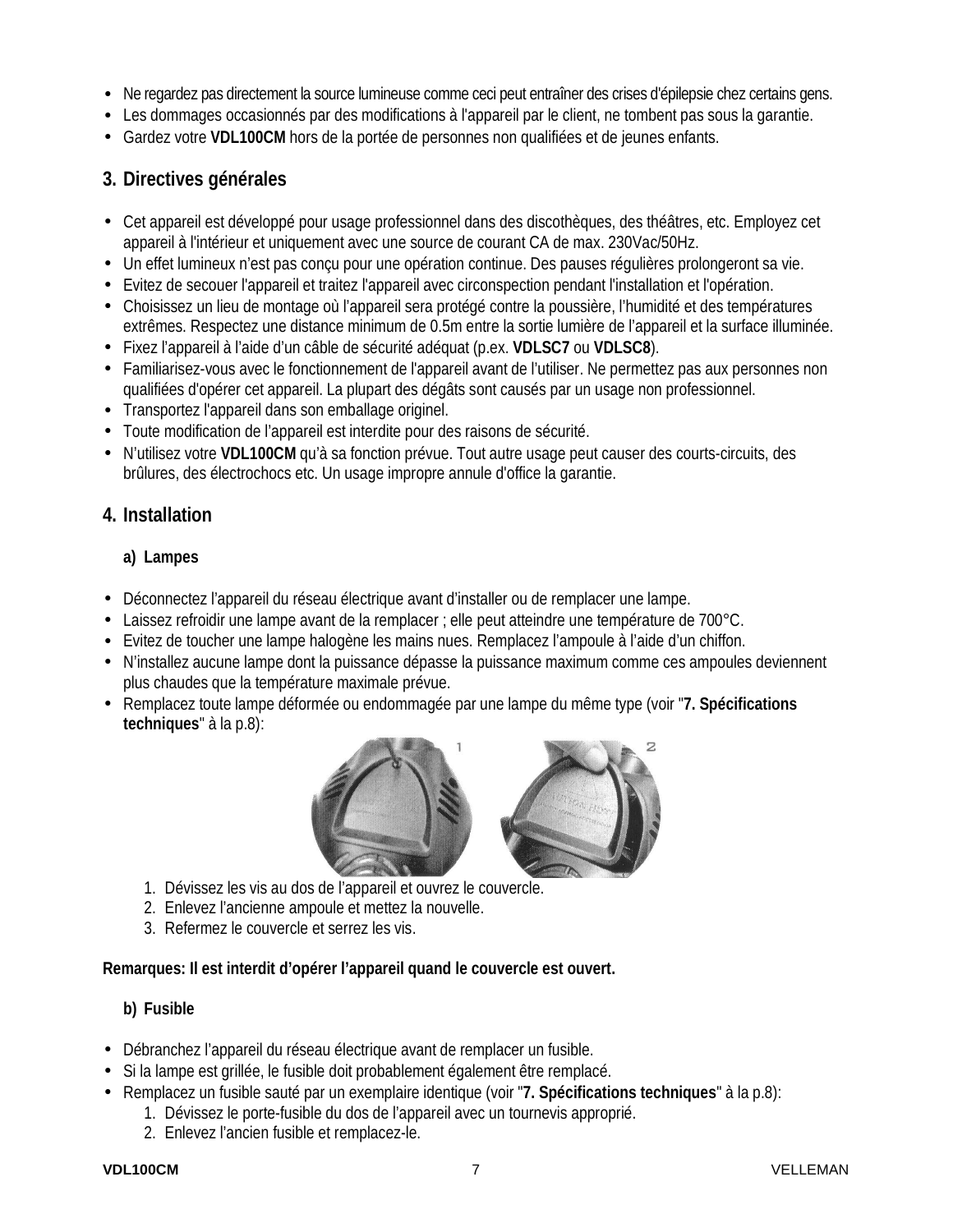- Ne regardez pas directement la source lumineuse comme ceci peut entraîner des crises d'épilepsie chez certains gens.
- Les dommages occasionnés par des modifications à l'appareil par le client, ne tombent pas sous la garantie.
- Gardez votre **VDL100CM** hors de la portée de personnes non qualifiées et de jeunes enfants.

## 3. Directives générales

- Cet appareil est développé pour usage professionnel dans des discothèques, des théâtres, etc. Employez cet appareil à l'intérieur et uniquement avec une source de courant CA de max. 230Vac/50Hz.
- Un effet lumineux n'est pas conçu pour une opération continue. Des pauses régulières prolongeront sa vie.
- Evitez de secouer l'appareil et traitez l'appareil avec circonspection pendant l'installation et l'opération.
- Choisissez un lieu de montage où l'appareil sera protégé contre la poussière, l'humidité et des températures extrêmes. Respectez une distance minimum de 0.5m entre la sortie lumière de l'appareil et la surface illuminée.
- Fixez l'appareil à l'aide d'un câble de sécurité adéquat (p.ex. **VDLSC7** ou **VDLSC8**).
- Familiarisez-vous avec le fonctionnement de l'appareil avant de l'utiliser. Ne permettez pas aux personnes non qualifiées d'opérer cet appareil. La plupart des dégâts sont causés par un usage non professionnel.
- Transportez l'appareil dans son emballage originel.
- Toute modification de l'appareil est interdite pour des raisons de sécurité.
- N'utilisez votre **VDL100CM** qu'à sa fonction prévue. Tout autre usage peut causer des courts-circuits, des brûlures, des électrochocs etc. Un usage impropre annule d'office la garantie.

## 4. Installation

### a) Lampes

- Déconnectez l'appareil du réseau électrique avant d'installer ou de remplacer une lampe.
- Laissez refroidir une lampe avant de la remplacer ; elle peut atteindre une température de 700°C.
- Evitez de toucher une lampe halogène les mains nues. Remplacez l'ampoule à l'aide d'un chiffon.
- N'installez aucune lampe dont la puissance dépasse la puissance maximum comme ces ampoules deviennent plus chaudes que la température maximale prévue.
- Remplacez toute lampe déformée ou endommagée par une lampe du même type (voir "**7. Spécifications techniques**" à la p.8):

1. Dévissez les vis au dos de l'appareil et ouvrez le couvercle.
2. Enlevez l'ancienne ampoule et mettez la nouvelle.
3. Refermez le couvercle et serrez les vis.

**Remarques: Il est interdit d'opérer l'appareil quand le couvercle est ouvert.**

### b) Fusible

- Débranchez l'appareil du réseau électrique avant de remplacer un fusible.
- Si la lampe est grillée, le fusible doit probablement également être remplacé.
- Remplacez un fusible sauté par un exemplaire identique (voir "**7. Spécifications techniques**" à la p.8):
    1. Dévissez le porte-fusible du dos de l'appareil avec un tournevis approprié.
    2. Enlevez l'ancien fusible et remplacez-le.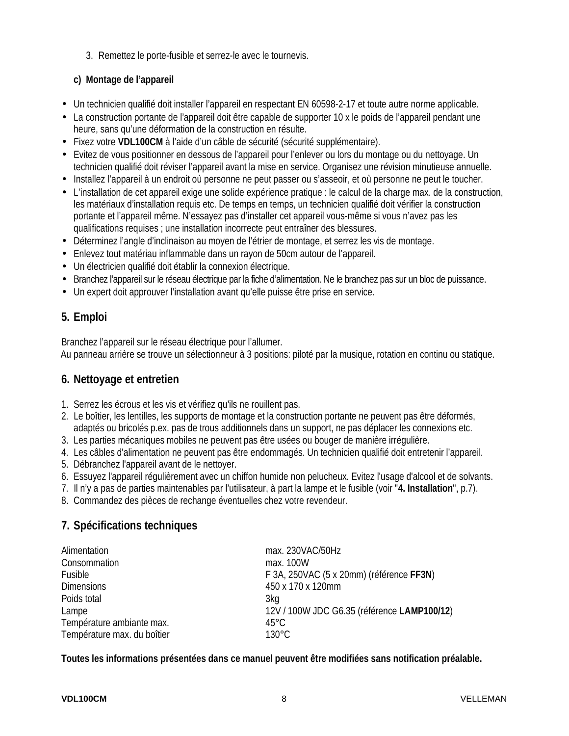3. Remettez le porte-fusible et serrez-le avec le tournevis.

**c) Montage de l'appareil**

- Un technicien qualifié doit installer l'appareil en respectant EN 60598-2-17 et toute autre norme applicable.
- La construction portante de l'appareil doit être capable de supporter 10 x le poids de l'appareil pendant une heure, sans qu'une déformation de la construction en résulte.
- Fixez votre **VDL100CM** à l'aide d'un câble de sécurité (sécurité supplémentaire).
- Evitez de vous positionner en dessous de l'appareil pour l'enlever ou lors du montage ou du nettoyage. Un technicien qualifié doit réviser l'appareil avant la mise en service. Organisez une révision minutieuse annuelle.
- Installez l'appareil à un endroit où personne ne peut passer ou s'asseoir, et où personne ne peut le toucher.
- L'installation de cet appareil exige une solide expérience pratique : le calcul de la charge max. de la construction, les matériaux d'installation requis etc. De temps en temps, un technicien qualifié doit vérifier la construction portante et l'appareil même. N'essayez pas d'installer cet appareil vous-même si vous n'avez pas les qualifications requises ; une installation incorrecte peut entraîner des blessures.
- Déterminez l'angle d'inclinaison au moyen de l'étrier de montage, et serrez les vis de montage.
- Enlevez tout matériau inflammable dans un rayon de 50cm autour de l'appareil.
- Un électricien qualifié doit établir la connexion électrique.
- Branchez l'appareil sur le réseau électrique par la fiche d'alimentation. Ne le branchez pas sur un bloc de puissance.
- Un expert doit approuver l'installation avant qu'elle puisse être prise en service.

## 5. Emploi

Branchez l'appareil sur le réseau électrique pour l'allumer.
Au panneau arrière se trouve un sélectionneur à 3 positions: piloté par la musique, rotation en continu ou statique.

## 6. Nettoyage et entretien

1. Serrez les écrous et les vis et vérifiez qu'ils ne rouillent pas.
2. Le boîtier, les lentilles, les supports de montage et la construction portante ne peuvent pas être déformés, adaptés ou bricolés p.ex. pas de trous additionnels dans un support, ne pas déplacer les connexions etc.
3. Les parties mécaniques mobiles ne peuvent pas être usées ou bouger de manière irrégulière.
4. Les câbles d'alimentation ne peuvent pas être endommagés. Un technicien qualifié doit entretenir l'appareil.
5. Débranchez l'appareil avant de le nettoyer.
6. Essuyez l'appareil régulièrement avec un chiffon humide non pelucheux. Evitez l'usage d'alcool et de solvants.
7. Il n'y a pas de parties maintenables par l'utilisateur, à part la lampe et le fusible (voir "**4. Installation**", p.7).
8. Commandez des pièces de rechange éventuelles chez votre revendeur.

## 7. Spécifications techniques

| | |
|---|---|
| Alimentation | max. 230VAC/50Hz |
| Consommation | max. 100W |
| Fusible | F 3A, 250VAC (5 x 20mm) (référence **FF3N**) |
| Dimensions | 450 x 170 x 120mm |
| Poids total | 3kg |
| Lampe | 12V / 100W JDC G6.35 (référence **LAMP100/12**) |
| Température ambiante max. | 45°C |
| Température max. du boîtier | 130°C |

**Toutes les informations présentées dans ce manuel peuvent être modifiées sans notification préalable.**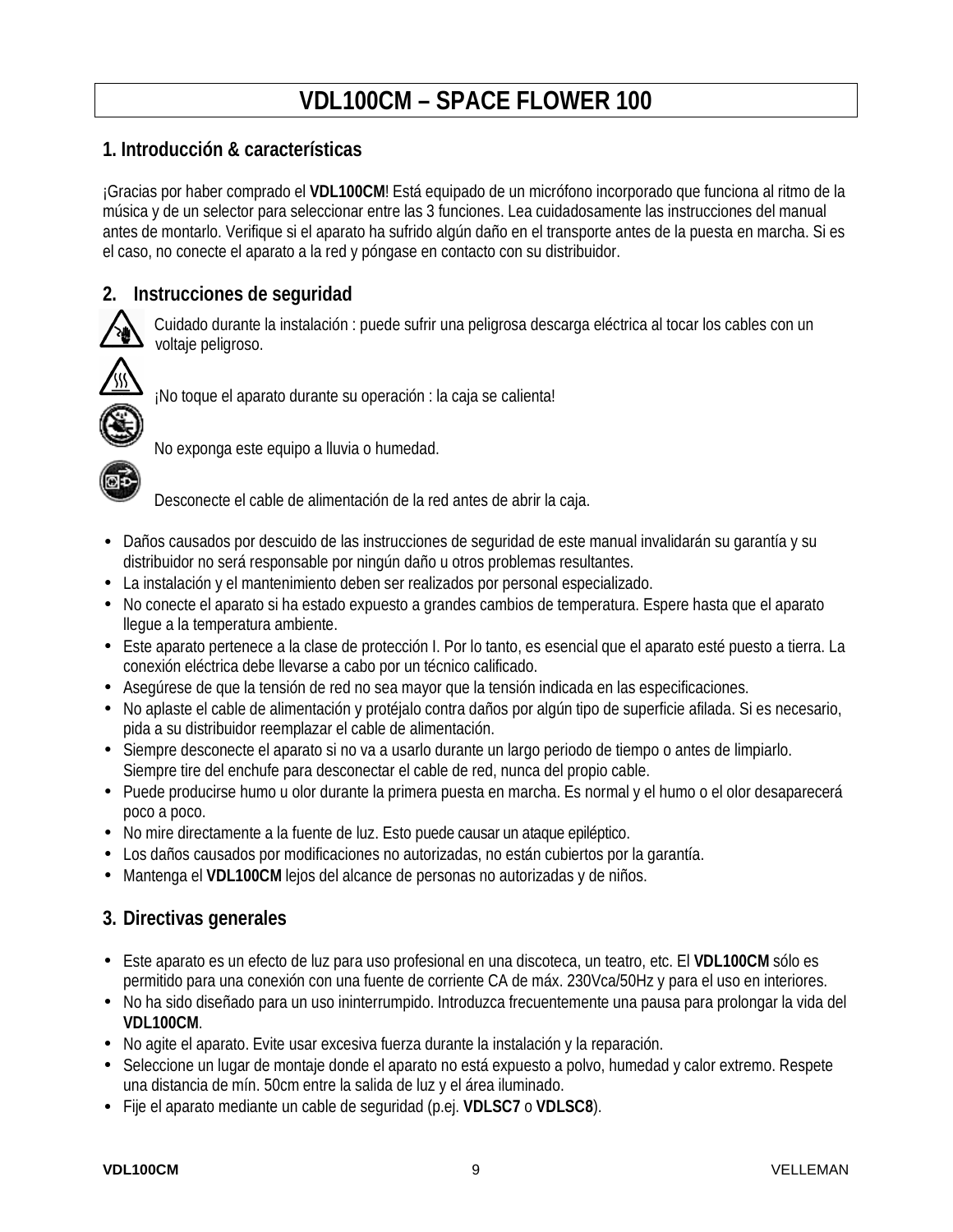# VDL100CM – SPACE FLOWER 100

## 1. Introducción & características

¡Gracias por haber comprado el **VDL100CM**! Está equipado de un micrófono incorporado que funciona al ritmo de la música y de un selector para seleccionar entre las 3 funciones. Lea cuidadosamente las instrucciones del manual antes de montarlo. Verifique si el aparato ha sufrido algún daño en el transporte antes de la puesta en marcha. Si es el caso, no conecte el aparato a la red y póngase en contacto con su distribuidor.

## 2. Instrucciones de seguridad

Cuidado durante la instalación : puede sufrir una peligrosa descarga eléctrica al tocar los cables con un voltaje peligroso.

¡No toque el aparato durante su operación : la caja se calienta!

No exponga este equipo a lluvia o humedad.

Desconecte el cable de alimentación de la red antes de abrir la caja.

- Daños causados por descuido de las instrucciones de seguridad de este manual invalidarán su garantía y su distribuidor no será responsable por ningún daño u otros problemas resultantes.
- La instalación y el mantenimiento deben ser realizados por personal especializado.
- No conecte el aparato si ha estado expuesto a grandes cambios de temperatura. Espere hasta que el aparato llegue a la temperatura ambiente.
- Este aparato pertenece a la clase de protección I. Por lo tanto, es esencial que el aparato esté puesto a tierra. La conexión eléctrica debe llevarse a cabo por un técnico calificado.
- Asegúrese de que la tensión de red no sea mayor que la tensión indicada en las especificaciones.
- No aplaste el cable de alimentación y protéjalo contra daños por algún tipo de superficie afilada. Si es necesario, pida a su distribuidor reemplazar el cable de alimentación.
- Siempre desconecte el aparato si no va a usarlo durante un largo periodo de tiempo o antes de limpiarlo. Siempre tire del enchufe para desconectar el cable de red, nunca del propio cable.
- Puede producirse humo u olor durante la primera puesta en marcha. Es normal y el humo o el olor desaparecerá poco a poco.
- No mire directamente a la fuente de luz. Esto puede causar un ataque epiléptico.
- Los daños causados por modificaciones no autorizadas, no están cubiertos por la garantía.
- Mantenga el **VDL100CM** lejos del alcance de personas no autorizadas y de niños.

## 3. Directivas generales

- Este aparato es un efecto de luz para uso profesional en una discoteca, un teatro, etc. El **VDL100CM** sólo es permitido para una conexión con una fuente de corriente CA de máx. 230Vca/50Hz y para el uso en interiores.
- No ha sido diseñado para un uso ininterrumpido. Introduzca frecuentemente una pausa para prolongar la vida del **VDL100CM**.
- No agite el aparato. Evite usar excesiva fuerza durante la instalación y la reparación.
- Seleccione un lugar de montaje donde el aparato no está expuesto a polvo, humedad y calor extremo. Respete una distancia de mín. 50cm entre la salida de luz y el área iluminado.
- Fije el aparato mediante un cable de seguridad (p.ej. **VDLSC7** o **VDLSC8**).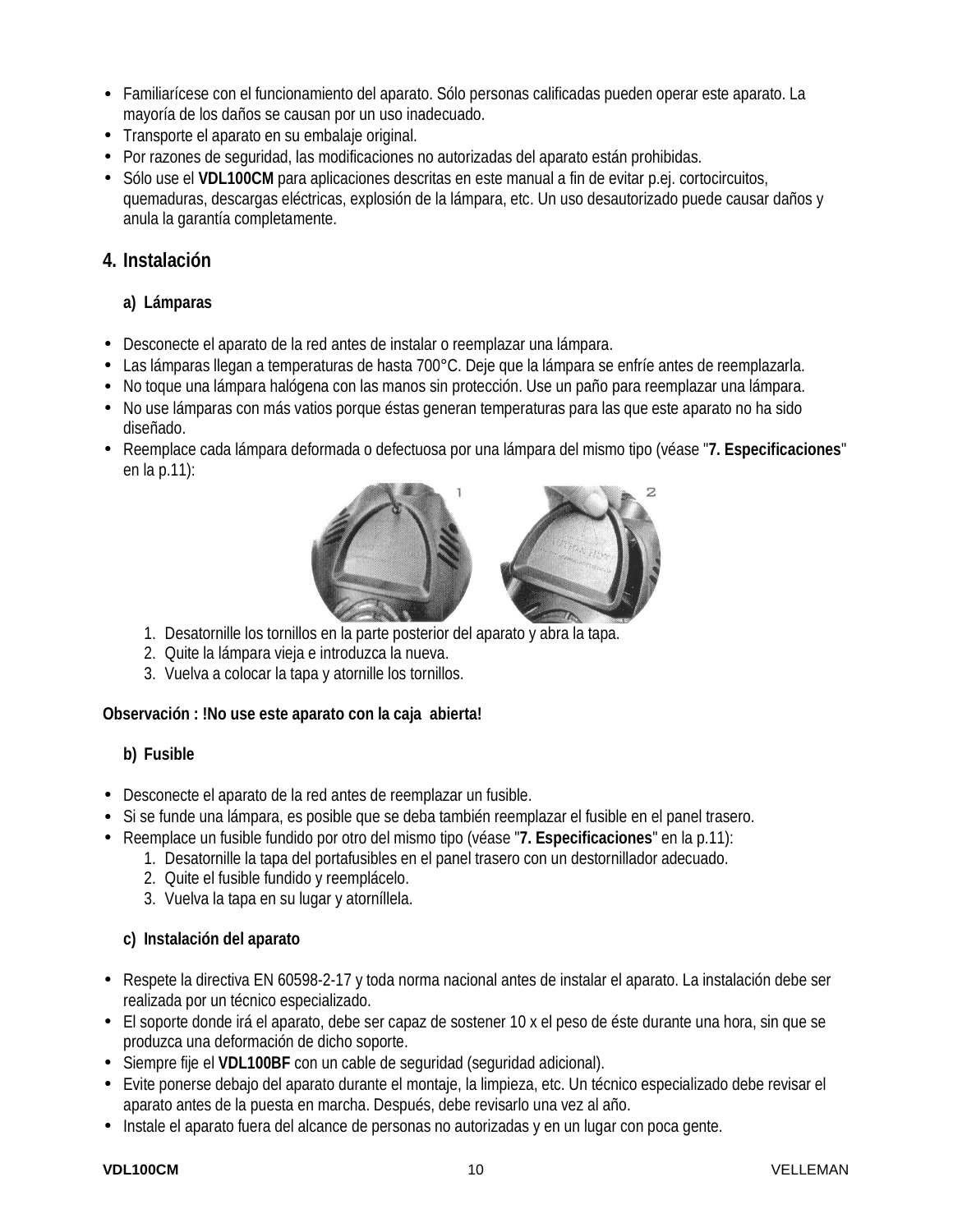- Familiarícese con el funcionamiento del aparato. Sólo personas calificadas pueden operar este aparato. La mayoría de los daños se causan por un uso inadecuado.
- Transporte el aparato en su embalaje original.
- Por razones de seguridad, las modificaciones no autorizadas del aparato están prohibidas.
- Sólo use el **VDL100CM** para aplicaciones descritas en este manual a fin de evitar p.ej. cortocircuitos, quemaduras, descargas eléctricas, explosión de la lámpara, etc. Un uso desautorizado puede causar daños y anula la garantía completamente.

## 4. Instalación

### a) Lámparas

- Desconecte el aparato de la red antes de instalar o reemplazar una lámpara.
- Las lámparas llegan a temperaturas de hasta 700°C. Deje que la lámpara se enfríe antes de reemplazarla.
- No toque una lámpara halógena con las manos sin protección. Use un paño para reemplazar una lámpara.
- No use lámparas con más vatios porque éstas generan temperaturas para las que este aparato no ha sido diseñado.
- Reemplace cada lámpara deformada o defectuosa por una lámpara del mismo tipo (véase "**7. Especificaciones**" en la p.11):

1. Desatornille los tornillos en la parte posterior del aparato y abra la tapa.
2. Quite la lámpara vieja e introduzca la nueva.
3. Vuelva a colocar la tapa y atornille los tornillos.

**Observación : !No use este aparato con la caja abierta!**

### b) Fusible

- Desconecte el aparato de la red antes de reemplazar un fusible.
- Si se funde una lámpara, es posible que se deba también reemplazar el fusible en el panel trasero.
- Reemplace un fusible fundido por otro del mismo tipo (véase "**7. Especificaciones**" en la p.11):
  1. Desatornille la tapa del portafusibles en el panel trasero con un destornillador adecuado.
  2. Quite el fusible fundido y reemplácelo.
  3. Vuelva la tapa en su lugar y atorníllela.

### c) Instalación del aparato

- Respete la directiva EN 60598-2-17 y toda norma nacional antes de instalar el aparato. La instalación debe ser realizada por un técnico especializado.
- El soporte donde irá el aparato, debe ser capaz de sostener 10 x el peso de éste durante una hora, sin que se produzca una deformación de dicho soporte.
- Siempre fije el **VDL100BF** con un cable de seguridad (seguridad adicional).
- Evite ponerse debajo del aparato durante el montaje, la limpieza, etc. Un técnico especializado debe revisar el aparato antes de la puesta en marcha. Después, debe revisarlo una vez al año.
- Instale el aparato fuera del alcance de personas no autorizadas y en un lugar con poca gente.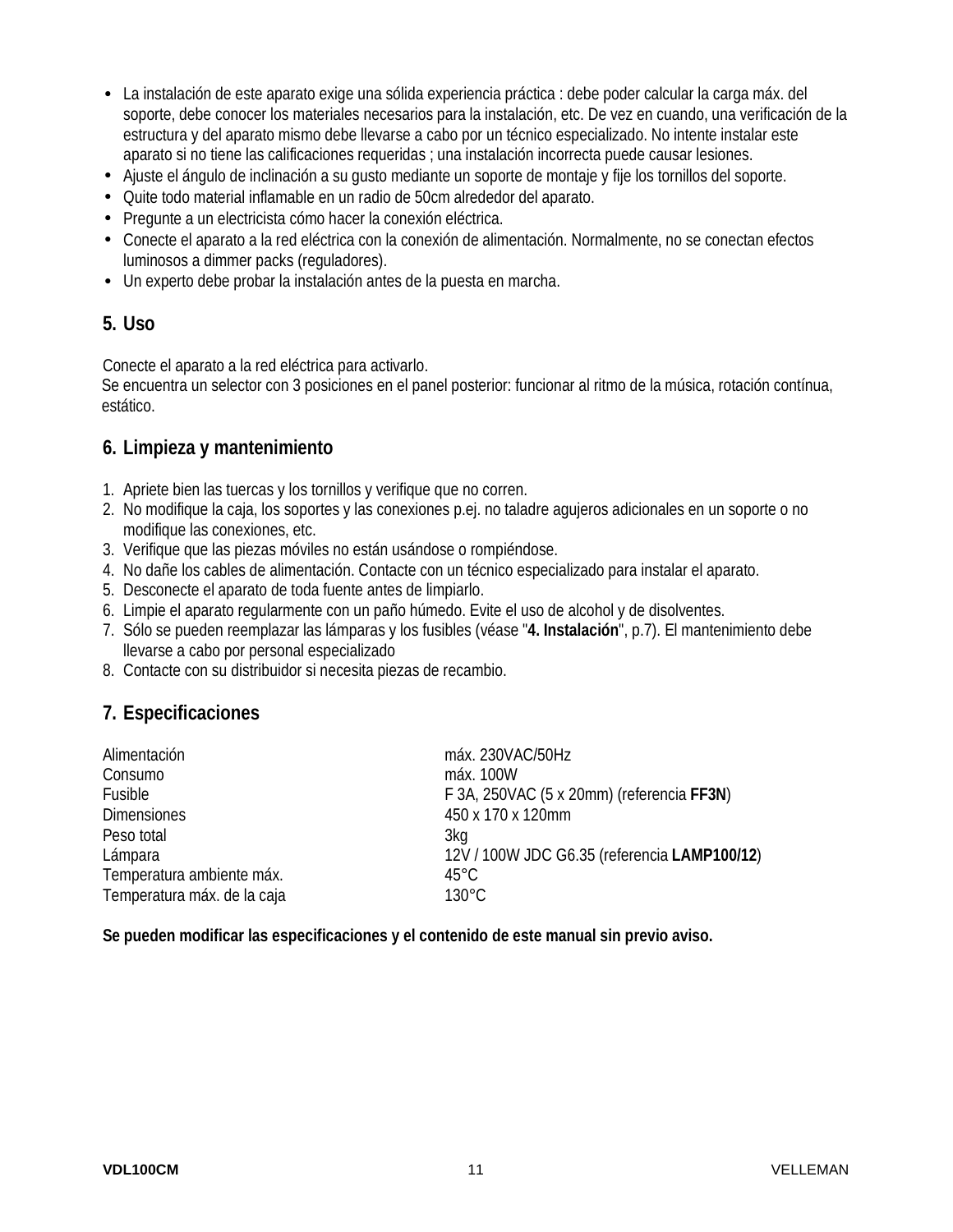- La instalación de este aparato exige una sólida experiencia práctica : debe poder calcular la carga máx. del soporte, debe conocer los materiales necesarios para la instalación, etc. De vez en cuando, una verificación de la estructura y del aparato mismo debe llevarse a cabo por un técnico especializado. No intente instalar este aparato si no tiene las calificaciones requeridas ; una instalación incorrecta puede causar lesiones.
- Ajuste el ángulo de inclinación a su gusto mediante un soporte de montaje y fije los tornillos del soporte.
- Quite todo material inflamable en un radio de 50cm alrededor del aparato.
- Pregunte a un electricista cómo hacer la conexión eléctrica.
- Conecte el aparato a la red eléctrica con la conexión de alimentación. Normalmente, no se conectan efectos luminosos a dimmer packs (reguladores).
- Un experto debe probar la instalación antes de la puesta en marcha.

## 5. Uso

Conecte el aparato a la red eléctrica para activarlo.
Se encuentra un selector con 3 posiciones en el panel posterior: funcionar al ritmo de la música, rotación contínua, estático.

## 6. Limpieza y mantenimiento

1. Apriete bien las tuercas y los tornillos y verifique que no corren.
2. No modifique la caja, los soportes y las conexiones p.ej. no taladre agujeros adicionales en un soporte o no modifique las conexiones, etc.
3. Verifique que las piezas móviles no están usándose o rompiéndose.
4. No dañe los cables de alimentación. Contacte con un técnico especializado para instalar el aparato.
5. Desconecte el aparato de toda fuente antes de limpiarlo.
6. Limpie el aparato regularmente con un paño húmedo. Evite el uso de alcohol y de disolventes.
7. Sólo se pueden reemplazar las lámparas y los fusibles (véase "**4. Instalación**", p.7). El mantenimiento debe llevarse a cabo por personal especializado
8. Contacte con su distribuidor si necesita piezas de recambio.

## 7. Especificaciones

| | |
|---|---|
| Alimentación | máx. 230VAC/50Hz |
| Consumo | máx. 100W |
| Fusible | F 3A, 250VAC (5 x 20mm) (referencia **FF3N**) |
| Dimensiones | 450 x 170 x 120mm |
| Peso total | 3kg |
| Lámpara | 12V / 100W JDC G6.35 (referencia **LAMP100/12**) |
| Temperatura ambiente máx. | 45°C |
| Temperatura máx. de la caja | 130°C |

**Se pueden modificar las especificaciones y el contenido de este manual sin previo aviso.**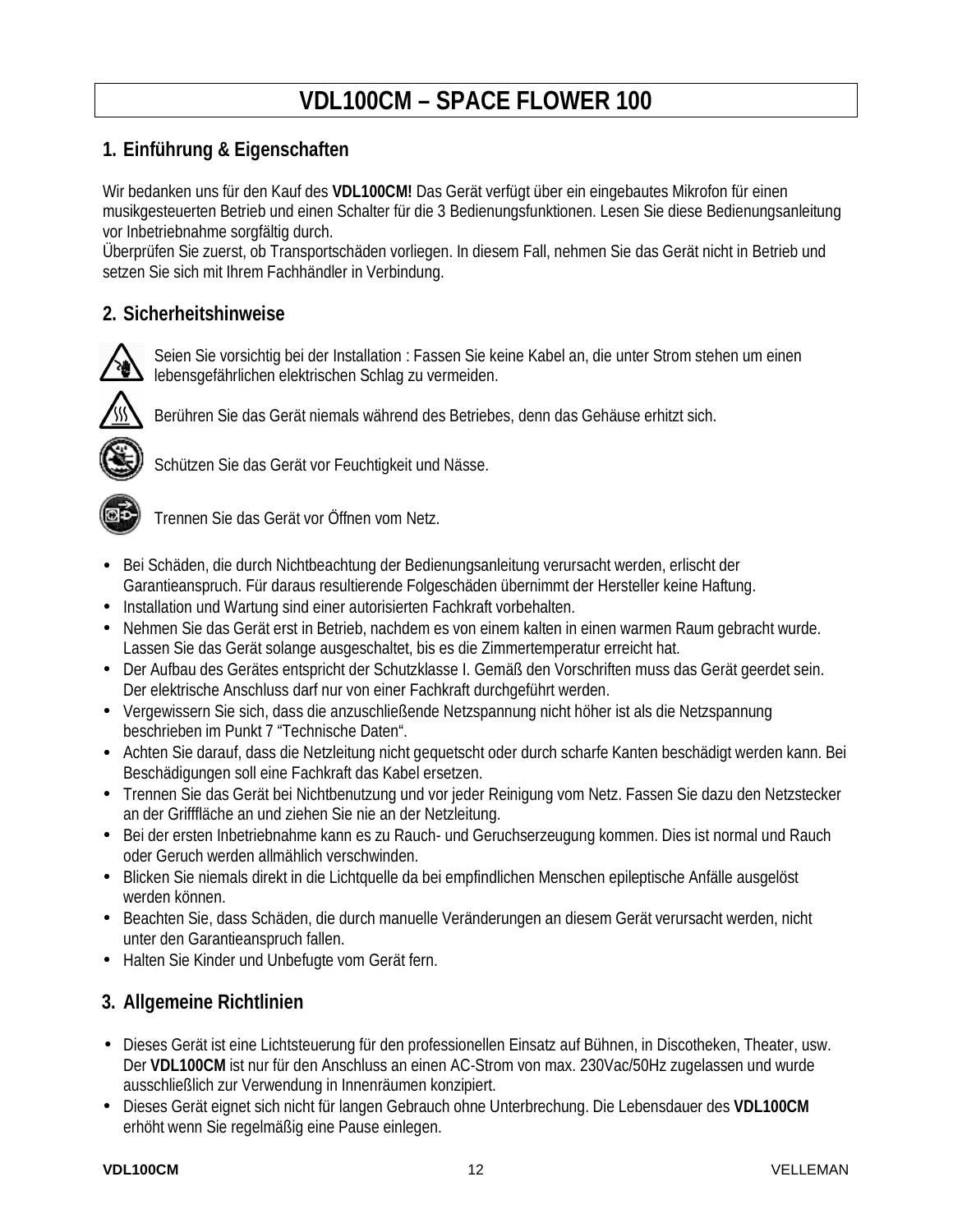# VDL100CM – SPACE FLOWER 100

## 1. Einführung & Eigenschaften

Wir bedanken uns für den Kauf des **VDL100CM!** Das Gerät verfügt über ein eingebautes Mikrofon für einen musikgesteuerten Betrieb und einen Schalter für die 3 Bedienungsfunktionen. Lesen Sie diese Bedienungsanleitung vor Inbetriebnahme sorgfältig durch.
Überprüfen Sie zuerst, ob Transportschäden vorliegen. In diesem Fall, nehmen Sie das Gerät nicht in Betrieb und setzen Sie sich mit Ihrem Fachhändler in Verbindung.

## 2. Sicherheitshinweise

Seien Sie vorsichtig bei der Installation : Fassen Sie keine Kabel an, die unter Strom stehen um einen lebensgefährlichen elektrischen Schlag zu vermeiden.

Berühren Sie das Gerät niemals während des Betriebes, denn das Gehäuse erhitzt sich.

Schützen Sie das Gerät vor Feuchtigkeit und Nässe.

Trennen Sie das Gerät vor Öffnen vom Netz.

- Bei Schäden, die durch Nichtbeachtung der Bedienungsanleitung verursacht werden, erlischt der Garantieanspruch. Für daraus resultierende Folgeschäden übernimmt der Hersteller keine Haftung.
- Installation und Wartung sind einer autorisierten Fachkraft vorbehalten.
- Nehmen Sie das Gerät erst in Betrieb, nachdem es von einem kalten in einen warmen Raum gebracht wurde. Lassen Sie das Gerät solange ausgeschaltet, bis es die Zimmertemperatur erreicht hat.
- Der Aufbau des Gerätes entspricht der Schutzklasse I. Gemäß den Vorschriften muss das Gerät geerdet sein. Der elektrische Anschluss darf nur von einer Fachkraft durchgeführt werden.
- Vergewissern Sie sich, dass die anzuschließende Netzspannung nicht höher ist als die Netzspannung beschrieben im Punkt 7 "Technische Daten".
- Achten Sie darauf, dass die Netzleitung nicht gequetscht oder durch scharfe Kanten beschädigt werden kann. Bei Beschädigungen soll eine Fachkraft das Kabel ersetzen.
- Trennen Sie das Gerät bei Nichtbenutzung und vor jeder Reinigung vom Netz. Fassen Sie dazu den Netzstecker an der Grifffläche an und ziehen Sie nie an der Netzleitung.
- Bei der ersten Inbetriebnahme kann es zu Rauch- und Geruchserzeugung kommen. Dies ist normal und Rauch oder Geruch werden allmählich verschwinden.
- Blicken Sie niemals direkt in die Lichtquelle da bei empfindlichen Menschen epileptische Anfälle ausgelöst werden können.
- Beachten Sie, dass Schäden, die durch manuelle Veränderungen an diesem Gerät verursacht werden, nicht unter den Garantieanspruch fallen.
- Halten Sie Kinder und Unbefugte vom Gerät fern.

## 3. Allgemeine Richtlinien

- Dieses Gerät ist eine Lichtsteuerung für den professionellen Einsatz auf Bühnen, in Discotheken, Theater, usw. Der **VDL100CM** ist nur für den Anschluss an einen AC-Strom von max. 230Vac/50Hz zugelassen und wurde ausschließlich zur Verwendung in Innenräumen konzipiert.
- Dieses Gerät eignet sich nicht für langen Gebrauch ohne Unterbrechung. Die Lebensdauer des **VDL100CM** erhöht wenn Sie regelmäßig eine Pause einlegen.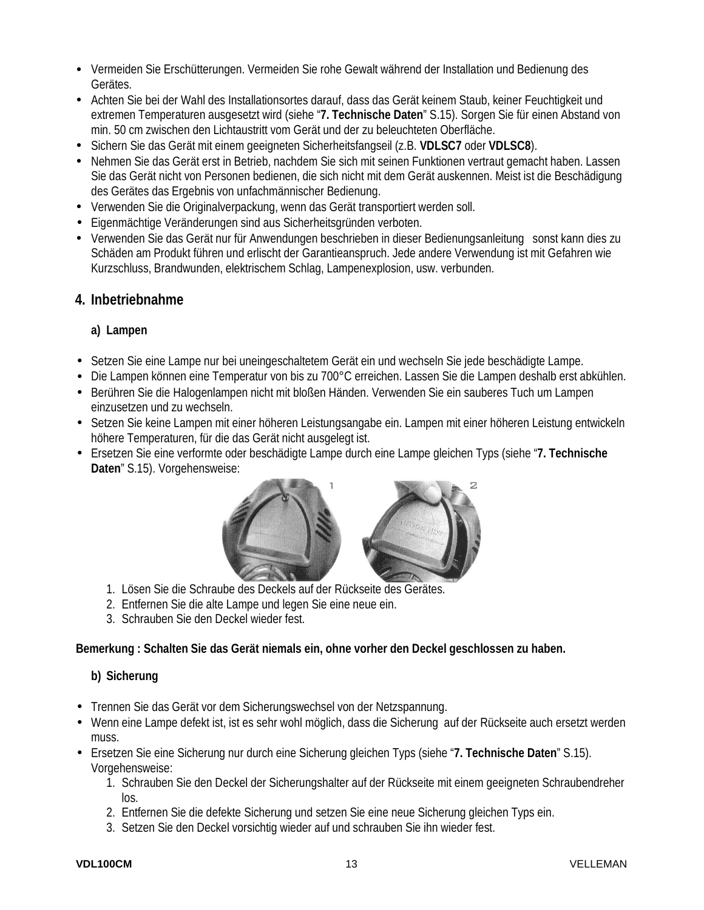- Vermeiden Sie Erschütterungen. Vermeiden Sie rohe Gewalt während der Installation und Bedienung des Gerätes.
- Achten Sie bei der Wahl des Installationsortes darauf, dass das Gerät keinem Staub, keiner Feuchtigkeit und extremen Temperaturen ausgesetzt wird (siehe "**7. Technische Daten**" S.15). Sorgen Sie für einen Abstand von min. 50 cm zwischen den Lichtaustritt vom Gerät und der zu beleuchteten Oberfläche.
- Sichern Sie das Gerät mit einem geeigneten Sicherheitsfangseil (z.B. **VDLSC7** oder **VDLSC8**).
- Nehmen Sie das Gerät erst in Betrieb, nachdem Sie sich mit seinen Funktionen vertraut gemacht haben. Lassen Sie das Gerät nicht von Personen bedienen, die sich nicht mit dem Gerät auskennen. Meist ist die Beschädigung des Gerätes das Ergebnis von unfachmännischer Bedienung.
- Verwenden Sie die Originalverpackung, wenn das Gerät transportiert werden soll.
- Eigenmächtige Veränderungen sind aus Sicherheitsgründen verboten.
- Verwenden Sie das Gerät nur für Anwendungen beschrieben in dieser Bedienungsanleitung sonst kann dies zu Schäden am Produkt führen und erlischt der Garantieanspruch. Jede andere Verwendung ist mit Gefahren wie Kurzschluss, Brandwunden, elektrischem Schlag, Lampenexplosion, usw. verbunden.

## 4. Inbetriebnahme

### a) Lampen

- Setzen Sie eine Lampe nur bei uneingeschaltetem Gerät ein und wechseln Sie jede beschädigte Lampe.
- Die Lampen können eine Temperatur von bis zu 700°C erreichen. Lassen Sie die Lampen deshalb erst abkühlen.
- Berühren Sie die Halogenlampen nicht mit bloßen Händen. Verwenden Sie ein sauberes Tuch um Lampen einzusetzen und zu wechseln.
- Setzen Sie keine Lampen mit einer höheren Leistungsangabe ein. Lampen mit einer höheren Leistung entwickeln höhere Temperaturen, für die das Gerät nicht ausgelegt ist.
- Ersetzen Sie eine verformte oder beschädigte Lampe durch eine Lampe gleichen Typs (siehe "**7. Technische Daten**" S.15). Vorgehensweise:
  1. Lösen Sie die Schraube des Deckels auf der Rückseite des Gerätes.
  2. Entfernen Sie die alte Lampe und legen Sie eine neue ein.
  3. Schrauben Sie den Deckel wieder fest.

**Bemerkung : Schalten Sie das Gerät niemals ein, ohne vorher den Deckel geschlossen zu haben.**

### b) Sicherung

- Trennen Sie das Gerät vor dem Sicherungswechsel von der Netzspannung.
- Wenn eine Lampe defekt ist, ist es sehr wohl möglich, dass die Sicherung auf der Rückseite auch ersetzt werden muss.
- Ersetzen Sie eine Sicherung nur durch eine Sicherung gleichen Typs (siehe "**7. Technische Daten**" S.15). Vorgehensweise:
  1. Schrauben Sie den Deckel der Sicherungshalter auf der Rückseite mit einem geeigneten Schraubendreher los.
  2. Entfernen Sie die defekte Sicherung und setzen Sie eine neue Sicherung gleichen Typs ein.
  3. Setzen Sie den Deckel vorsichtig wieder auf und schrauben Sie ihn wieder fest.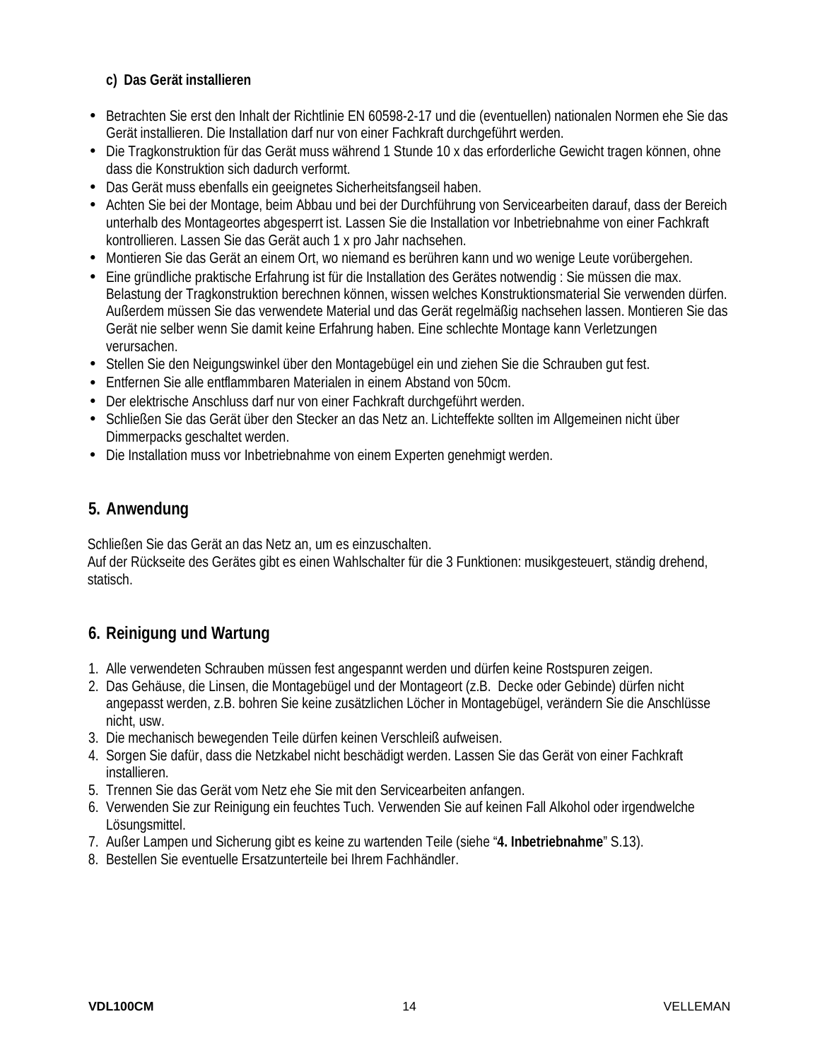### c) Das Gerät installieren

- Betrachten Sie erst den Inhalt der Richtlinie EN 60598-2-17 und die (eventuellen) nationalen Normen ehe Sie das Gerät installieren. Die Installation darf nur von einer Fachkraft durchgeführt werden.
- Die Tragkonstruktion für das Gerät muss während 1 Stunde 10 x das erforderliche Gewicht tragen können, ohne dass die Konstruktion sich dadurch verformt.
- Das Gerät muss ebenfalls ein geeignetes Sicherheitsfangseil haben.
- Achten Sie bei der Montage, beim Abbau und bei der Durchführung von Servicearbeiten darauf, dass der Bereich unterhalb des Montageortes abgesperrt ist. Lassen Sie die Installation vor Inbetriebnahme von einer Fachkraft kontrollieren. Lassen Sie das Gerät auch 1 x pro Jahr nachsehen.
- Montieren Sie das Gerät an einem Ort, wo niemand es berühren kann und wo wenige Leute vorübergehen.
- Eine gründliche praktische Erfahrung ist für die Installation des Gerätes notwendig : Sie müssen die max. Belastung der Tragkonstruktion berechnen können, wissen welches Konstruktionsmaterial Sie verwenden dürfen. Außerdem müssen Sie das verwendete Material und das Gerät regelmäßig nachsehen lassen. Montieren Sie das Gerät nie selber wenn Sie damit keine Erfahrung haben. Eine schlechte Montage kann Verletzungen verursachen.
- Stellen Sie den Neigungswinkel über den Montagebügel ein und ziehen Sie die Schrauben gut fest.
- Entfernen Sie alle entflammbaren Materialen in einem Abstand von 50cm.
- Der elektrische Anschluss darf nur von einer Fachkraft durchgeführt werden.
- Schließen Sie das Gerät über den Stecker an das Netz an. Lichteffekte sollten im Allgemeinen nicht über Dimmerpacks geschaltet werden.
- Die Installation muss vor Inbetriebnahme von einem Experten genehmigt werden.

## 5. Anwendung

Schließen Sie das Gerät an das Netz an, um es einzuschalten.
Auf der Rückseite des Gerätes gibt es einen Wahlschalter für die 3 Funktionen: musikgesteuert, ständig drehend, statisch.

## 6. Reinigung und Wartung

1. Alle verwendeten Schrauben müssen fest angespannt werden und dürfen keine Rostspuren zeigen.
2. Das Gehäuse, die Linsen, die Montagebügel und der Montageort (z.B. Decke oder Gebinde) dürfen nicht angepasst werden, z.B. bohren Sie keine zusätzlichen Löcher in Montagebügel, verändern Sie die Anschlüsse nicht, usw.
3. Die mechanisch bewegenden Teile dürfen keinen Verschleiß aufweisen.
4. Sorgen Sie dafür, dass die Netzkabel nicht beschädigt werden. Lassen Sie das Gerät von einer Fachkraft installieren.
5. Trennen Sie das Gerät vom Netz ehe Sie mit den Servicearbeiten anfangen.
6. Verwenden Sie zur Reinigung ein feuchtes Tuch. Verwenden Sie auf keinen Fall Alkohol oder irgendwelche Lösungsmittel.
7. Außer Lampen und Sicherung gibt es keine zu wartenden Teile (siehe "**4. Inbetriebnahme**" S.13).
8. Bestellen Sie eventuelle Ersatzunterteile bei Ihrem Fachhändler.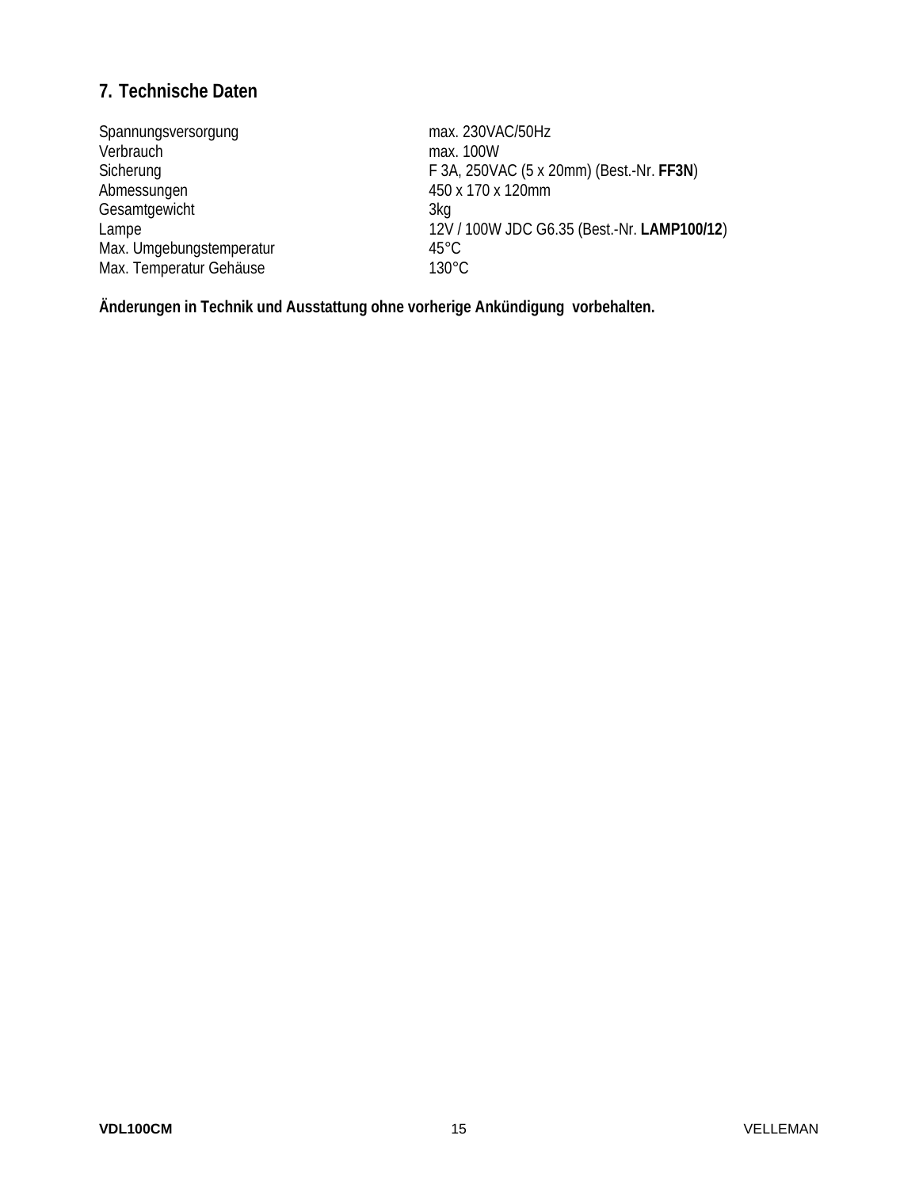## 7. Technische Daten

| | |
|---|---|
| Spannungsversorgung | max. 230VAC/50Hz |
| Verbrauch | max. 100W |
| Sicherung | F 3A, 250VAC (5 x 20mm) (Best.-Nr. **FF3N**) |
| Abmessungen | 450 x 170 x 120mm |
| Gesamtgewicht | 3kg |
| Lampe | 12V / 100W JDC G6.35 (Best.-Nr. **LAMP100/12**) |
| Max. Umgebungstemperatur | 45°C |
| Max. Temperatur Gehäuse | 130°C |

**Änderungen in Technik und Ausstattung ohne vorherige Ankündigung vorbehalten.**